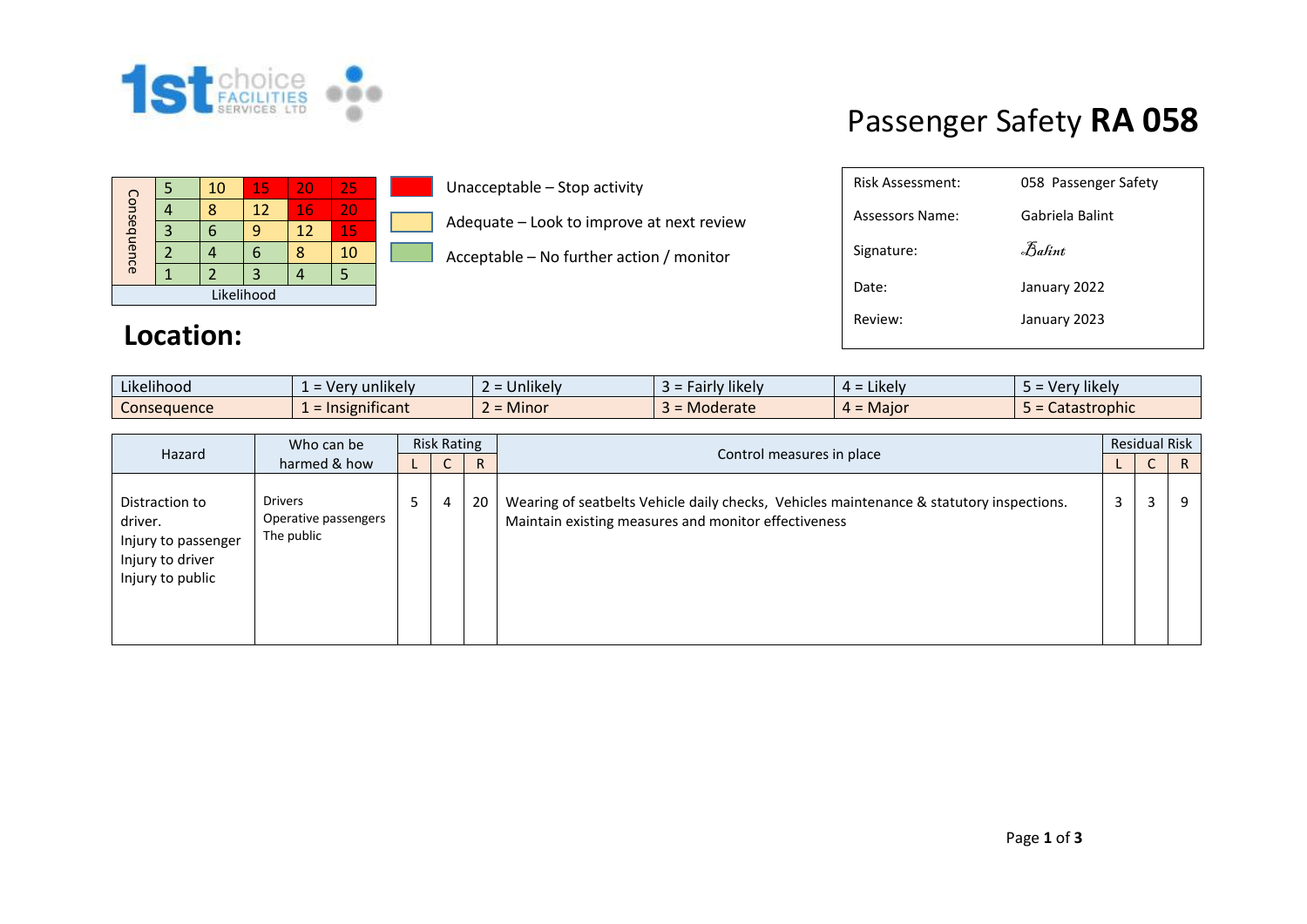# Passenger Safety **RA 058**

| Consequence | | | | | |
|---|---|---|---|---|---|
| | 5 | 10 | 15 | 20 | 25 |
| | 4 | 8 | 12 | 16 | 20 |
| | 3 | 6 | 9 | 12 | 15 |
| | 2 | 4 | 6 | 8 | 10 |
| | 1 | 2 | 3 | 4 | 5 |
| Likelihood | | | | | |

- Unacceptable – Stop activity
- Adequate – Look to improve at next review
- Acceptable – No further action / monitor

| | |
|---|---|
| Risk Assessment: | 058 Passenger Safety |
| Assessors Name: | Gabriela Balint |
| Signature: | *Balint* |
| Date: | January 2022 |
| Review: | January 2023 |

## Location:

| | | | | | |
|---|---|---|---|---|---|
| Likelihood | 1 = Very unlikely | 2 = Unlikely | 3 = Fairly likely | 4 = Likely | 5 = Very likely |
| Consequence | 1 = Insignificant | 2 = Minor | 3 = Moderate | 4 = Major | 5 = Catastrophic |

| Hazard | Who can be harmed & how | Risk Rating | | | Control measures in place | Residual Risk | | |
|---|---|---|---|---|---|---|---|---|
| | | L | C | R | | L | C | R |
| Distraction to driver.<br>Injury to passenger<br>Injury to driver<br>Injury to public | Drivers<br>Operative passengers<br>The public | 5 | 4 | 20 | Wearing of seatbelts Vehicle daily checks, Vehicles maintenance & statutory inspections.<br>Maintain existing measures and monitor effectiveness | 3 | 3 | 9 |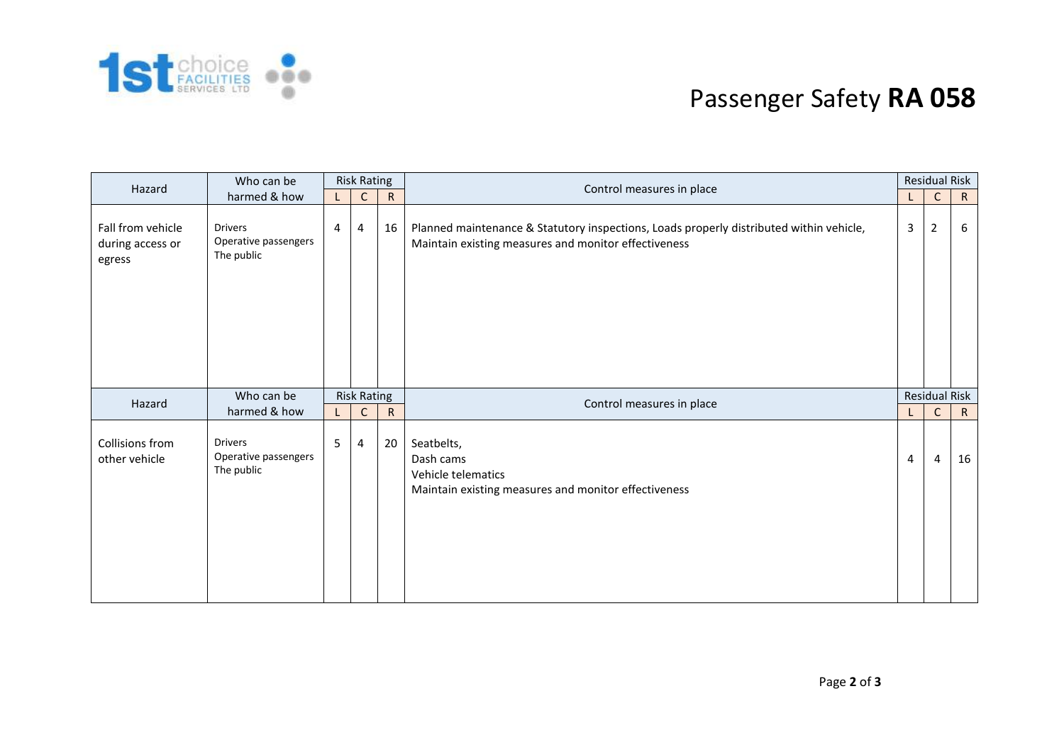# Passenger Safety **RA 058**

| Hazard | Who can be harmed & how | Risk Rating | | | Control measures in place | Residual Risk | | |
|---|---|---|---|---|---|---|---|---|
| | | L | C | R | | L | C | R |
| Fall from vehicle during access or egress | Drivers<br>Operative passengers<br>The public | 4 | 4 | 16 | Planned maintenance & Statutory inspections, Loads properly distributed within vehicle,<br>Maintain existing measures and monitor effectiveness | 3 | 2 | 6 |

| Hazard | Who can be harmed & how | Risk Rating | | | Control measures in place | Residual Risk | | |
|---|---|---|---|---|---|---|---|---|
| | | L | C | R | | L | C | R |
| Collisions from other vehicle | Drivers<br>Operative passengers<br>The public | 5 | 4 | 20 | Seatbelts,<br>Dash cams<br>Vehicle telematics<br>Maintain existing measures and monitor effectiveness | 4 | 4 | 16 |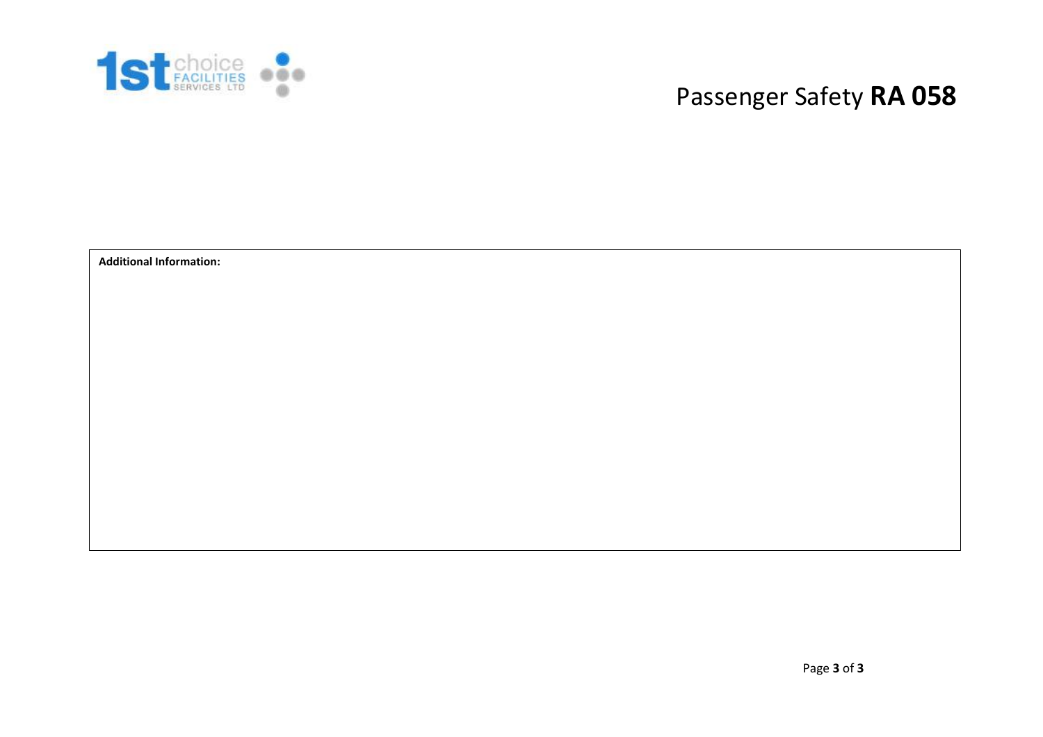**Additional Information:**